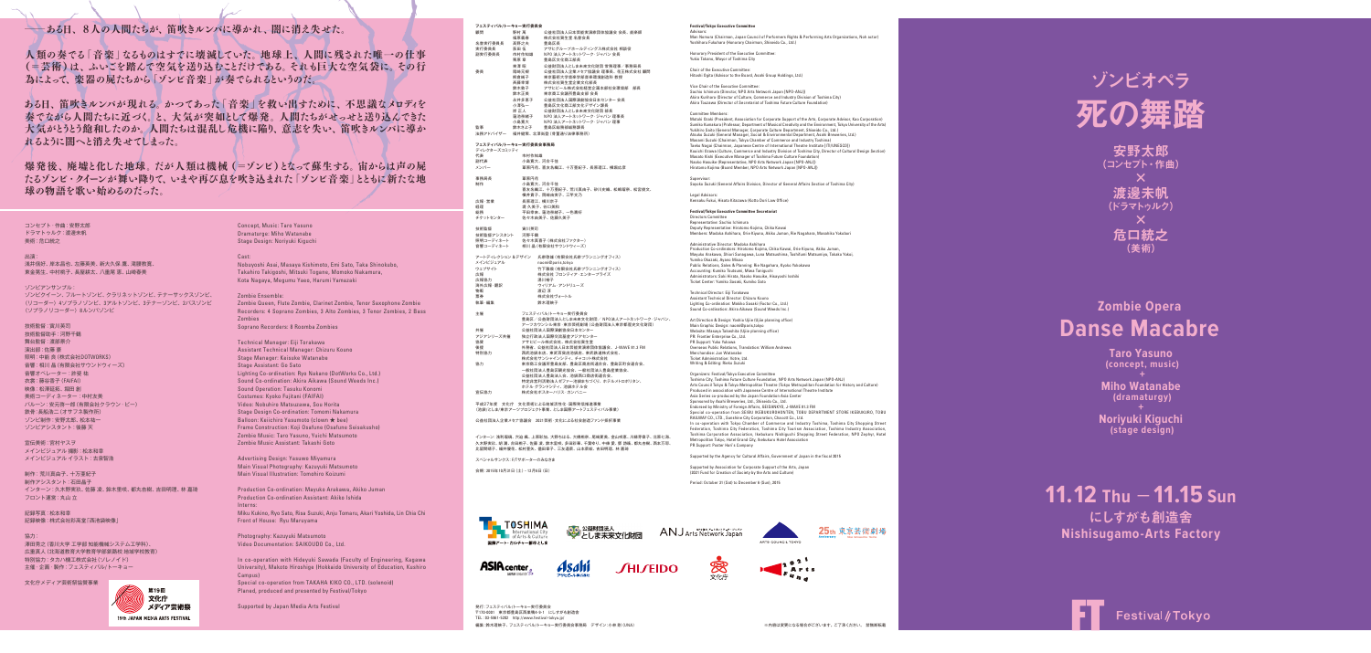――ある日、8人の人間たちが、笛吹きルンバに導かれ、闇に消え失せた。

人類の奏でる「音楽」なるものはすでに壊滅していた。地球上、人間に残された唯一の仕事（＝芸術）は、ふいごを踏んで空気を送り込むことだけである。それも巨大な空気袋に。その行為によって、楽器の屍たちが「ゾンビ音楽」を奏でられるというのだ。

ある日、笛吹きルンバが現れる。かつてあった「音楽」を救い出すために、不思議なメロディを奏でながら人間たちに近づく、と、大気が突如として爆発。人間たちがせっせと送り込んでいた大気がとうとう飽和したのか。人間たちは混乱し危機に陥り、意志を失い、笛吹きルンバに導かれるように闇へと消え失せてしまった。

爆発後、廃墟と化した地球。だが人類は機械（＝ゾンビ）となって蘇生する。宙からは声の属たるゾンビ・クイーンが舞い降りて、いまや再び息を吹き込まれた「ゾンビ音楽」とともに新たな地球の物語を紡ぎ始めるのだった。

コンセプト・作曲：安野太郎
ドラマトゥルク：渡邊未帆
美術：危口統之

出演：
浅井信好、岡本昌也、志藤美希、新大久保 薫、滝藤教貴、
米金英生、中村穂子、長屋耕太、八重尾 恵、山崎奏美

ゾンビアンサンブル：
ゾンビクイーン、フルートゾンビ、クラリネットゾンビ、テナーサックスゾンビ、
（リコーダー）4ソプラノゾンビ、3アルトゾンビ、3テナーゾンビ、2バスゾンビ
（ソプラノリコーダー）8ルンバゾンビ

技術監督：寺川英司
技術監督助手：河野千鶴
舞台監督：渡部景介
演出部：佐藤 豪
照明：中野 亮（株式会社DOTWORKS）
音響：相川 晶（有限会社サウンドウィーズ）
音響オペレーター：許斐 祐
衣裳：藤谷香子（FAIFAI）
映像：松澤延拓、森田 創
美術コーディネーター：中村友美
バルーン：安元亮一郎（有限会社クラウン・ビー）
躯体：長船浩二（オサフネ製作所）
ゾンビ制作：安野太郎、松本陽一
ゾンビアシスタント：後藤 天

宣伝美術：宮村ヤスヲ
メインビジュアル撮影：松本和幸
メインビジュアルイラスト：古泉智浩

制作：荒川真由子、十万亜紀子
制作アシスタント：石田晶子
インターン：久木野美玖、佐藤 凛、鈴木亜咲、都丸杏樹、吉田明理、林 嘉琪
フロント運営：丸山 立

記録写真：松本和幸
記録映像：株式会社彩高堂「西池袋映像」

協力：
澤田秀之（香川大学 工学部 知能機械システム工学科）、
広瀬真人（北海道教育大学教育学部釧路校 地域学校教育）
特別協力：タカハ機工株式会社（ソレノイド）
主催・企画・製作：フェスティバル/トーキョー

文化庁メディア芸術祭協賛事業

第19回文化庁メディア芸術祭
19th JAPAN MEDIA ARTS FESTIVAL

Concept, Music: Taro Yasuno
Dramaturge: Miho Watanabe
Stage Design: Noriyuki Kiguchi

Cast:
Nobuyoshi Asai, Masaya Kishimoto, Emi Sato, Taka Shinookubo, Takahiro Takigoshi, Mitsuki Togane, Momoko Nakamura, Kota Nagaya, Megumi Yaeo, Harumi Yamazaki

Zombie Ensemble:
Zombie Queen, Flute Zombie, Clarinet Zombie, Tenor Saxophone Zombie
Recorders: 4 Soprano Zombies, 3 Alto Zombies, 3 Tenor Zombies, 2 Bass Zombies
Soprano Recorders: 8 Roomba Zombies

Technical Manager: Eiji Terakawa
Assistant Technical Manager: Chizuru Koura
Stage Manager: Keisuke Watanabe
Stage Assistant: Go Sato
Lighting Co-ordination: Ryo Nakano (DotWorks Co., Ltd.)
Sound Co-ordination: Akira Aikawa (Sound Weeds Inc.)
Sound Operation: Tasuku Konomi
Costumes: Kyoko Fujitani (FAIFAI)
Video: Nobuhiro Matsuzawa, Sou Morita
Stage Design Co-ordination: Tomomi Nakamura
Balloon: Kenichiro Yasumoto (clown ★ bee)
Frame Construction: Koji Osafune (Osafune Seisakusho)
Zombie Music: Taro Yasuno, Yoichi Matsumoto
Zombie Music Assistant: Takashi Goto

Advertising Design: Yasuwo Miyamura
Main Visual Photography: Kazuyuki Matsumoto
Main Visual Illustration: Tomohiro Koizumi

Production Co-ordination: Mayuko Arakawa, Akiko Juman
Production Co-ordination Assistant: Akiko Ishida
Interns:
Miku Kukino, Ryo Sato, Risa Suzuki, Anju Tomaru, Akari Yoshida, Lin Chia Chi
Front of House: Ryu Maruyama

Photography: Kazuyuki Matsumoto
Video Documentation: SAIKOUDO Co., Ltd.

In co-operation with Hideyuki Sawada (Faculty of Engineering, Kagawa University), Makoto Hiroshige (Hokkaido University of Education, Kushiro Campus)
Special co-operation from TAKAHA KIKO CO., LTD. (solenoid)
Planed, produced and presented by Festival/Tokyo

Supported by Japan Media Arts Festival

## フェスティバル/トーキョー実行委員会

顧問　野村 萬　公益社団法人日本芸能実演家団体協議会 会長、能楽師
　　　福原義春　株式会社資生堂 名誉会長
名誉実行委員長　高野之夫　豊島区長
実行委員長　荻田 伍　アサヒグループホールディングス株式会社 相談役
副実行委員長　市村作知雄　NPO法人アートネットワーク・ジャパン 会長
　　　栗原 章　豊島区文化商工部長
　　　堤 章　公益財団法人としま未来文化財団 事務局長
委員　尾崎元規　公益社団法人企業メセナ協議会 理事長、花王株式会社 顧問
　　　熊倉純子　東京藝術大学音楽環境創造科 教授
　　　齋藤行伯　株式会社資生堂 企業文化部長
　　　鈴木敦子　アサヒビール株式会社 社会環境部 部長
　　　鈴木正明　東京商工会議所豊島支部 会長
　　　永井多恵子　公益社団法人国際演劇協会日本センター 会長
　　　小澤弘一　豊島区文化商工部文化デザイン課長
　　　岸 正人　公益財団法人としま未来文化財団 事業企画課長
　　　蓮池奈緒子　NPO法人アートネットワーク・ジャパン 理事長
　　　小島寛大　NPO法人アートネットワーク・ジャパン 理事
監事　鈴木康夫　豊島区総務部総務課長
法務アドバイザー　福井健策、北澤尚登（骨董通り法律事務所）

## フェスティバル/トーキョー実行委員会事務局

ディレクターズコミッティ
代表　市村作知雄
副代表　小島寛大、河合千佳
メンバー　蘆原円佳、小山絵里、十万亜紀子、長原理江、横堀応彦

事務局長　蘆原円佳
制作　小島寛大、河合千佳、小山絵里、十万亜紀子、荒川真由子、砂川史織、松嶋理紗、松下俊文、油井丈、岡崎由美子、三井文乃
広報・営業　長原理江、荒川真由子
経理　堤 久美子、谷口美恵
総務　平田早希、金子奈緒子、石田浩之
チケットセンター　佐々木由美子、佐藤共平

技術監督　寺川英司
技術監督アシスタント　河野千鶴
照明コーディネート　佐々木まどか（株式会社ファクター）
音響コーディネート　相川 晶（有限会社サウンドウィーズ）

アートディレクション＆デザイン　上野和男
メインビジュアル　宮村ヤスヲ
ウェブサイト　竹下暁子（有限会社光潮プランニングオフィス）
広報協力　株式会社プロンプト・エンタープライズ
海外広報・翻訳　ウィリアム・アンドリューズ
物販　渡辺 淳
票券　株式会社ウォールト
執筆・編集　鈴木理映子

主催　フェスティバル/トーキョー実行委員会
　　　豊島区、公益財団法人としま未来文化財団、NPO法人アートネットワーク・ジャパン、アーツカウンシル東京・東京芸術劇場（公益財団法人東京都歴史文化財団）
共催　公益社団法人国際演劇協会日本センター
アジアシリーズ共催　独立行政法人国際交流基金アジアセンター
協賛　アサヒビール株式会社、株式会社資生堂
後援　外務省、公益社団法人日本芸能実演家団体協議会、J-WAVE 81.3 FM
特別協力　西武池袋本店、東武百貨店池袋店、池袋西口商店街連合会
　　　株式会社サンシャインシティ、チャコット株式会社
協力　東京商工会議所豊島支部、豊島区商店街連合会、豊島区町会連合会、一般社団法人豊島区観光協会、一般社団法人豊島産業協会、公益財団法人豊島法人会、池袋西口商店街連合会、特定非営利活動法人ゼファー池袋まちづくり、ホテルメトロポリタン、ホテル グランドシティ、池袋ホテル会
宣伝協力　株式会社ポスターハリス・カンパニー

平成27年度 文化庁 文化芸術による地域活性化・国際発信推進事業
（地域における新たなアーツプロジェクト事業）としまアートフェスティバル事業

公益社団法人企業メセナ協議会 2021芸術・文化による社会創造ファンド助成事業

インターン：浅利陽向、穴吹 颯、上原明治、大野ちはる、大橋和希、尾崎夏実、金山裕美、川越奈保子、北原仁美、久木野美玖、倉澤 繭、佐藤千春、佐藤 凛、鈴木亜咲、多田和輝、千葉年小、中林 愛、田 詩梅、都丸杏樹、西本万莉、武藤鞠理子、福井康平、松村恵子、藤田陶子、三谷遥野、山本翠純、吉田明理、林 嘉琪

スペシャルサンクス：F/Tサポーターのみなさま

会期：2015年10月31日（土）～12月6日（日）

## Festival/Tokyo Executive Committee

Advisors:
Man Nomura (Chairman, Japan Council of Performers Rights & Performing Arts Organizations, Noh actor)
Yoshiharu Fukuhara (Honorary Chairman, Shiseido Co., Ltd.)

Honorary President of the Executive Committee:
Yukio Takano, Mayor of Toshima City

Chair of the Executive Committee:
Hitoshi Ogita (Advisor to the Board, Asahi Group Holdings, Ltd.)

Vice Chair of the Executive Committee:
Sachio Ichimura (Director, NPO Arts Network Japan (NPO-ANJ))
Akira Kurihara (Director of Culture, Commerce and Industry Division of Toshima City)
Akira Tsutsumi (Director of Secretariat of Toshima Future Culture Foundation)

Committee Members:
Motoki Ozaki (President, Association for Corporate Support of the Arts, Corporate Advisor, Kao Corporation)
Sumiko Kumakura (Professor, Department of Musical Creativity and the Environment, Tokyo University of the Arts)
Yukihiro Saito (General Manager, Corporate Culture Department, Shiseido Co., Ltd.)
Atsuko Suzuki (General Manager, Social & Environmental Department, Asahi Breweries, Ltd.)
Masaaki Suzuki (Chairman, Toshima Chamber of Commerce and Industry)
Taeko Nagai (Chairman, Japanese Centre of International Theatre Institute (ITI/UNESCO))
Koichi Ozawa (Culture, Commerce and Industry Division of Toshima City, Director of Cultural Design Section)
Masato Kishi (Executive Manager of Toshima Future Culture Foundation)
Naoko Hasuike (Representative, NPO Arts Network Japan (NPO-ANJ))
Hirotomo Kojima (Board Member, NPO Arts Network Japan (NPO-ANJ))

Supervisor:
Yasuo Suzuki (General Affairs Division, Director of General Affairs Section of Toshima City)

Legal Advisors:
Kensaku Fukui, Hisato Kitazawa (Kotto Dori Law Office)

## Festival/Tokyo Executive Committee Secretariat

Directors Committee
Representative: Sachio Ichimura
Deputy Representative: Hirotomo Kojima, Chika Kawai
Members: Madoka Ashihara, Erin Koyama, Akiko Juman, Rie Nagahara, Masahiko Yokobori

Administrative Director: Madoka Ashihara
Production Co-ordination: Hirotomo Kojima, Chika Kawai, Erin Koyama, Akiko Juman, Mayuko Arakawa, Shiori Sunagawa, Lisa Matsushima, Toshifumi Matsushita, Takeru Yukai, Yumiko Okazaki, Ayano Mitsui
Public Relations, Sales & Planning: Rie Nagahara, Mayuko Arakawa
Accounting: Kumiko Tsutsumi, Mieko Taniguchi
Administration: Saki Hirata, Naoko Kaneko, Hiroyuki Ishida
Ticket Center: Yumiko Sasaki, Kyohei Sato

Technical Director: Eiji Terakawa
Assistant Technical Director: Chizuru Koura
Lighting Co-ordination: Madoka Sasaki (Factor Co., Ltd.)
Sound Co-ordination: Akira Aikawa (Sound Weeds Inc.)

Art Direction & Design: Kazuo Ueno
Main Graphic Design: Yasuwo Miyamura
Website: Akiko Takeshita (Hikarishio planning office)
PR: Frontier Enterprise Co., Ltd.
PR Support: Yuko Yabana
Overseas Public Relations, Translation: William Andrews
Merchandise: Jun Watanabe
Ticket Administration: Wolt, Ltd.
Writing & Editing: Riera Suzuki

Organizers: Festival/Tokyo Executive Committee
Toshima City, Toshima Future Culture Foundation, NPO Arts Network Japan (NPO-ANJ)
Arts Council Tokyo & Tokyo Metropolitan Theatre (Tokyo Metropolitan Foundation for History and Culture)
Produced in association with Japanese Centre of International Theatre Institute
Asia Series co-produced by the Japan Foundation Asia Center
Sponsored by Asahi Breweries, Ltd., Shiseido Co., Ltd.
Endorsed by Ministry of Foreign Affairs, GEIDANKYO, J-WAVE 81.3 FM
Special co-operation from SEIBU IKEBUKURO HONTEN, TOBU DEPARTMENT STORE IKEBUKURO, TOBU RAILWAY CO., LTD., Sunshine City Corporation, Chacott Co., Ltd.
In co-operation with Tokyo Chamber of Commerce and Industry Toshima, Toshima City Shopping Street Federation, Toshima City Federation, Toshima City Tourism Association, Toshima Industry Association, Toshima Corporation Association, Ikebukuro Nishiguchi Shopping Street Federation, NPO Zephyr, Hotel Metropolitan Tokyo, Hotel Grand City, Ikebukuro Hotel Association
PR Support: Poster Hari's Company

Supported by the Agency for Cultural Affairs, Government of Japan in the fiscal 2015

Supported by Association for Corporate Support of the Arts, Japan
2021 Fund for Creation of Society by the Arts and Culture

Period: October 31 (Sat) to December 6 (Sun), 2015

発行：フェスティバル/トーキョー実行委員会
〒170-0001 東京都豊島区西巣鴨4-9-1 にしすがも創造舎
TEL：03-5961-5202　http://www.festival-tokyo.jp/
編集：鈴木理映子、フェスティバル/トーキョー実行委員会事務局　デザイン：小林 恵（UNA）

※内容は変更になる場合がございます。ご了承ください。無断転載

# ゾンビオペラ 死の舞踏

安野太郎
（コンセプト・作曲）
×
渡邊未帆
（ドラマトゥルク）
×
危口統之
（美術）

# Zombie Opera Danse Macabre

Taro Yasuno
(concept, music)
+
Miho Watanabe
(dramaturgy)
+
Noriyuki Kiguchi
(stage design)

**11.12 Thu – 11.15 Sun**
にしすがも創造舎
Nishisugamo-Arts Factory

Festival/Tokyo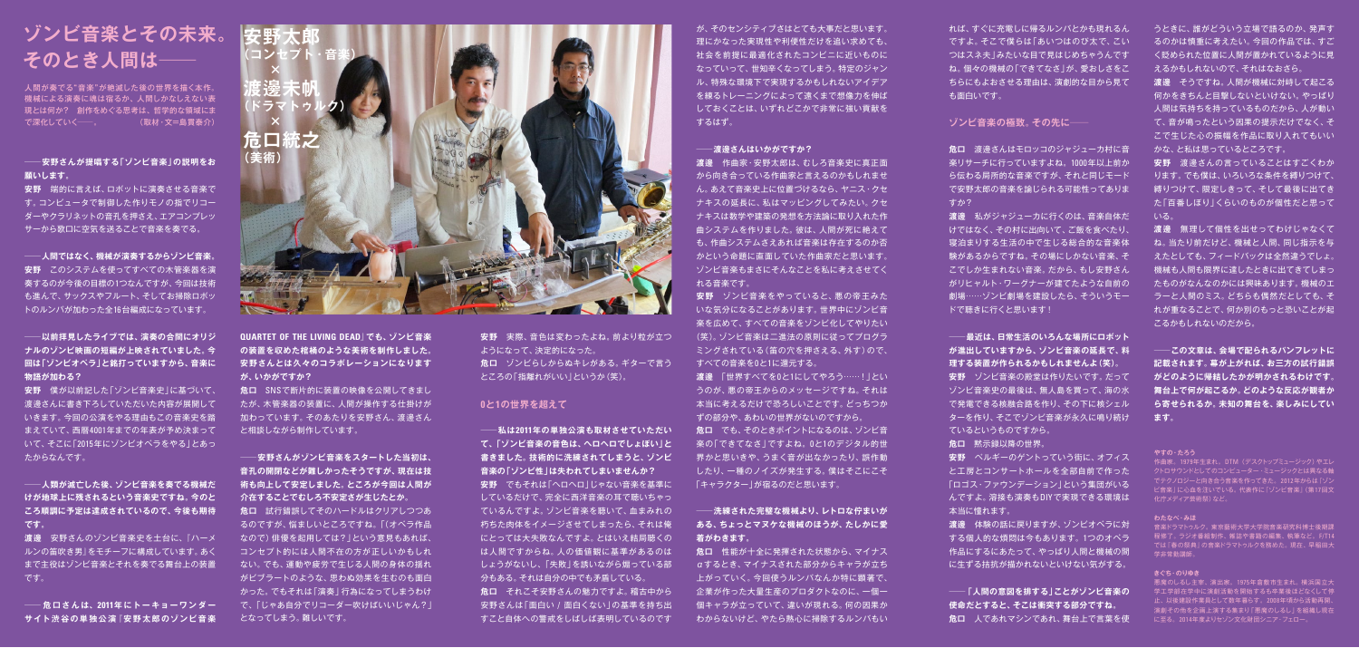# ゾンビ音楽とその未来。そのとき人間は――

人間が奏でる"音楽"が絶滅した後の世界を描く本作。機械による演奏に魂は宿るか、人間しかなしえない表現とは何か? 創作をめぐる思考は、哲学的な領域にまで深化していく――。　　　（取材・文=島貫泰介）

## 安野太郎（コンセプト・音楽）× 渡邊未帆（ドラマトゥルク）× 危口統之（美術）

**――安野さんが提唱する「ゾンビ音楽」の説明をお願いします。**

**安野**　端的に言えば、ロボットに演奏させる音楽です。コンピュータで制御した作りモノの指でリコーダーやクラリネットの音孔を押さえ、エアコンプレッサーから歌口に空気を送ることで音楽を奏でる。

**――人間ではなく、機械が演奏するからゾンビ音楽。**

**安野**　このシステムを使ってすべての木管楽器を演奏するのが今後の目標の1つなんですが、今回は技術も進んで、サックスやフルート、そしてお掃除ロボットのルンバが加わった全16台編成になっています。

**――以前拝見したライブでは、演奏の合間にオリジナルのゾンビ映画の短編が上映されていました。今回は「ゾンビオペラ」と銘打っていますから、音楽に物語が加わる?**

**安野**　僕が以前記した「ゾンビ音楽史」に基づいて、渡邊さんに書き下ろしていただいた内容が展開していきます。今回の公演をやる理由もこの音楽史を踏まえていて、西暦4001年までの年表が予め決まっていて、そこに「2015年にゾンビオペラをやる」とあったからなんです。

**――人類が滅亡した後、ゾンビ音楽を奏でる機械だけが地球上に残されるという音楽史ですね。今のところ順調に予定は達成されているので、今後も期待です。**

**渡邊**　安野さんのゾンビ音楽史を土台に、「ハーメルンの笛吹き男」をモチーフに構成しています。あくまで主役はゾンビ音楽とそれを奏でる舞台上の装置です。

**――危口さんは、2011年にトーキョーワンダーサイト渋谷の単独公演「安野太郎のゾンビ音楽QUARTET OF THE LIVING DEAD」でも、ゾンビ音楽の装置を収めた棺桶のような美術を制作しました。安野さんとは久々のコラボレーションになりますが、いかがですか?**

**危口**　SNSで断片的に装置の映像を公開してきましたが、木管楽器の装置に、人間が操作する仕掛けが加わっています。そのあたりを安野さん、渡邊さんと相談しながら制作しています。

**――安野さんがゾンビ音楽をスタートした当初は、音孔の開閉などが難しかったそうですが、現在は技術も向上して安定しました。ところが今回は人間が介在することでむしろ不安定さが生じたとか。**

**危口**　試行錯誤してそのハードルはクリアしつつあるのですが、悩ましいところですね。「(オペラ作品なので) 俳優を起用しては?」という意見もあれば、コンセプト的には人間不在の方が正しいかもしれない。でもそれは「演奏」行為になってしまうわけで、「じゃあ自分でリコーダー吹けばいいじゃん?」となってしまう。難しいです。

**安野**　実際、音色は変わったよね。前より粒が立つようになって、決定的になった。

**危口**　ゾンビらしからぬキレがある。ギターで言うところの「指離れがいい」というか（笑）。

## 0と1の世界を超えて

**――私は2011年の単独公演も取材させていただいて、「ゾンビ音楽の音色は、ヘロヘロでしょぼい」と書きました。技術的に洗練されてしまうと、ゾンビ音楽の「ゾンビ性」は失われてしまいませんか?**

**安野**　でもそれは「ヘロヘロ」じゃない音楽を基準にしているだけで、完全に西洋音楽の耳で聴いちゃっているんですよ。ゾンビ音楽を聴いて、血まみれの朽ちた肉体をイメージさせてしまったら、それは俺にとっては大失敗なんですよ。とはいえ結局聴くのは人間ですからね。人の価値観に基準があるのはしょうがないし、「失敗」を誘いながら煽っている部分もある。それは自分の中でも矛盾している。

**危口**　それこそ安野さんの魅力ですよ。稽古中から安野さんは「面白い / 面白くない」の基準を持ち出すこと自体への警戒をしばしば表明しているのですが、そのセンシティブさはとても大事だと思います。理にかなった実現性や利便性だけを追い求めても、社会を前提に最適化されたコンビニに近いものになっていって、世知辛くなってしまう。特定のジャンル、特殊な環境下で実現するかもしれないアイデアを練るトレーニングによって遠くまで想像力を伸ばしておくことは、いずれどこかで非常に強い貢献をするはず。

**――渡邊さんはいかがですか?**

**渡邊**　作曲家・安野太郎は、むしろ音楽史に真正面から向き合っている作曲家と言えるのかもしれません。あえて音楽史上に位置づけるなら、ヤニス・クセナキスの延長に、私はマッピングしてみたい。クセナキスは数学や建築の発想を方法論に取り入れた作曲システムを作りました。彼は、人間が死に絶えても、作曲システムさえあれば音楽は存在するのか否かという命題に直面していた作曲家だと思います。ゾンビ音楽もまさにそんなことを私に考えさせてくれる音楽です。

**安野**　ゾンビ音楽をやっていると、悪の帝王みたいな気分になることがあります。世界中にゾンビ音楽を広めて、すべての音楽をゾンビ化してやりたい（笑）。ゾンビ音楽は二進法の原則に従ってプログラミングされている（笛の穴を押さえる、外す）ので、すべての音楽を0と1に還元する。

**渡邊**　「世界すべてを0と1にしてやろう……！」というのが、悪の帝王からのメッセージですね。それは本当に考えるだけで恐ろしいことです。どっちつかずの部分や、あわいの世界がないのですから。

**危口**　でも、そのときポイントになるのは、ゾンビ音楽の「できてなさ」ですよね。0と1のデジタル的世界かと思いきや、うまく音が出なかったり、誤作動したり、一種のノイズが発生する。僕はそこにこそ「キャラクター」が宿るのだと思います。

**――洗練された完璧な機械より、レトロな佇まいがある、ちょっとマヌケな機械のほうが、たしかに愛着がわきます。**

**危口**　性能が十全に発揮された状態から、マイナスαすると、マイナスされた部分からキャラが立ち上がってくる。今回使うルンバなんか特に顕著で、企業が作った大量生産のプロダクトなのに、一個一個キャラが立っていて、違いが現れる。何の因果かわからないけど、やたら熱心に掃除するルンバもいれば、すぐに充電しに帰るルンバとかも現れるんですよ。そこで僕らは「あいつはのび太で、こいつはスネ夫」みたいな目で見はじめちゃうんですね。個々の機械の「できてなさ」が、愛おしさをこちらにもよおさせる理由は、演劇的な目から見ても面白いです。

## ゾンビ音楽の極致。その先に――

**危口**　渡邊さんはモロッコのジャジューカ村に音楽リサーチに行っていますよね。1000年以上前から伝わる局所的な音楽ですが、それと同じモードで安野太郎の音楽を論じられる可能性ってありますか?

**渡邊**　私がジャジューカに行くのは、音楽自体だけではなく、その村に出向いて、ご飯を食べたり、寝泊まりする生活の中で生じる総合的な音楽体験があるからですね。その場にしかない音楽、そこでしか生まれない音楽。だから、もし安野さんがリヒャルト・ワーグナーが建てたような自前の劇場……ゾンビ劇場を建設したら、そういうモードで聴きに行くと思います!

**――最近は、日常生活のいろんな場所にロボットが進出していますから、ゾンビ音楽の延長で、料理する装置が作られるかもしれませんよ（笑）。**

**安野**　ゾンビ音楽の殿堂は作りたいです。だってゾンビ音楽史の最後は、無人島を買って、海の水で発電できる核融合路を作り、その下に核シェルターを作り、そこでゾンビ音楽が永久に鳴り続けているというものですから。

**危口**　黙示録以降の世界。

**安野**　ベルギーのゲントっていう街に、オフィスと工房とコンサートホールを全部自前で作った「ロゴス・ファウンデーション」という集団がいるんですよ。溶接も演奏もDIYで実現できる環境は本当に憧れます。

**渡邊**　体験の話に戻りますが、ゾンビオペラに対する個人的な憤慨は今もあります。1つのオペラ作品にするにあたって、やっぱり人間と機械の間に生じる拮抗が描かれないといけない気がする。

**――「人間の意図を排する」ことがゾンビ音楽の使命だとすると、そこは衝突する部分ですね。**

**危口**　人であれマシンであれ、舞台上で言葉を使うときに、誰がどういう立場で語るのか、発声するのかは慎重に考えたい。今回の作品では、すごく慎められた位置に人間が置かれているように見えるかもしれないので、それはなおさら。

**渡邊**　そうですね。人間が機械に対峙して起こる何かをきちんと目撃しないといけない。やっぱり人間は気持ちを持っているのだから、人が動いて、音が鳴ったという因果の提示だけでなく、そこで生じた心の振幅を作品に取り入れてもいいかな、と私は思っているところです。

**安野**　渡邊さんの言っていることはすごくわかります。でも僕は、いろいろな条件を縛りつけて、縛りつけて、限定しきって、そして最後に出てきた「百番しぼり」くらいのものが個性だと思っている。

**渡邊**　無理して個性を出せってわけじゃなくてね。当たり前だけど、機械と人間、同じ指示を与えたとしても、フィードバックは全然違うでしょ。機械も人間も限界に達したときに出てきてしまったものがなんなのかには興味あります。機械のエラーと人間のミス。どちらも偶然だとしても、それが重なることで、何か別のものと恐いことが起こるかもしれないのだから。

**――この文章は、会場で配られるパンフレットに記載されます。幕が上がれば、お三方の試行錯誤がどのように帰結したかが明かされるわけです。舞台上で何が起こるか、どのような反応が観客から寄せられるか。未知の舞台を、楽しみにしています。**

**やすの・たろう**
作曲家。1979年生まれ。DTM（デスクトップミュージック）やエレクトロサウンドとしてのコンピューター・ミュージックとは異なる観点でテクノロジーと向き合う音楽を作ってきた。2012年からは「ゾンビ音楽」に心血を注いでいる。代表作に「ゾンビ音楽」（第17回文化庁メディア芸術祭）など。

**わたなべ・みほ**
音楽ドラマトゥルク。東京藝術大学大学院音楽研究科博士後期課程修了。ラジオ番組制作、雑誌や書籍の編集、執筆など。F/T14では「春の祭典」の音楽ドラマトゥルクを務めた。現在、早稲田大学非常勤講師。

**きぐち・のりゆき**
悪魔のしるし主宰、演出家。1975年倉敷市生まれ。横浜国立大学工学部在学中に演劇活動を開始するも卒業後はどなくして停止、以後建設作業員として数年暮らす。2008年頃から活動再開、演劇その他を企画上演する集まり「悪魔のしるし」を組織し現在に至る。2014年度よりセゾン文化財団シニア・フェロー。